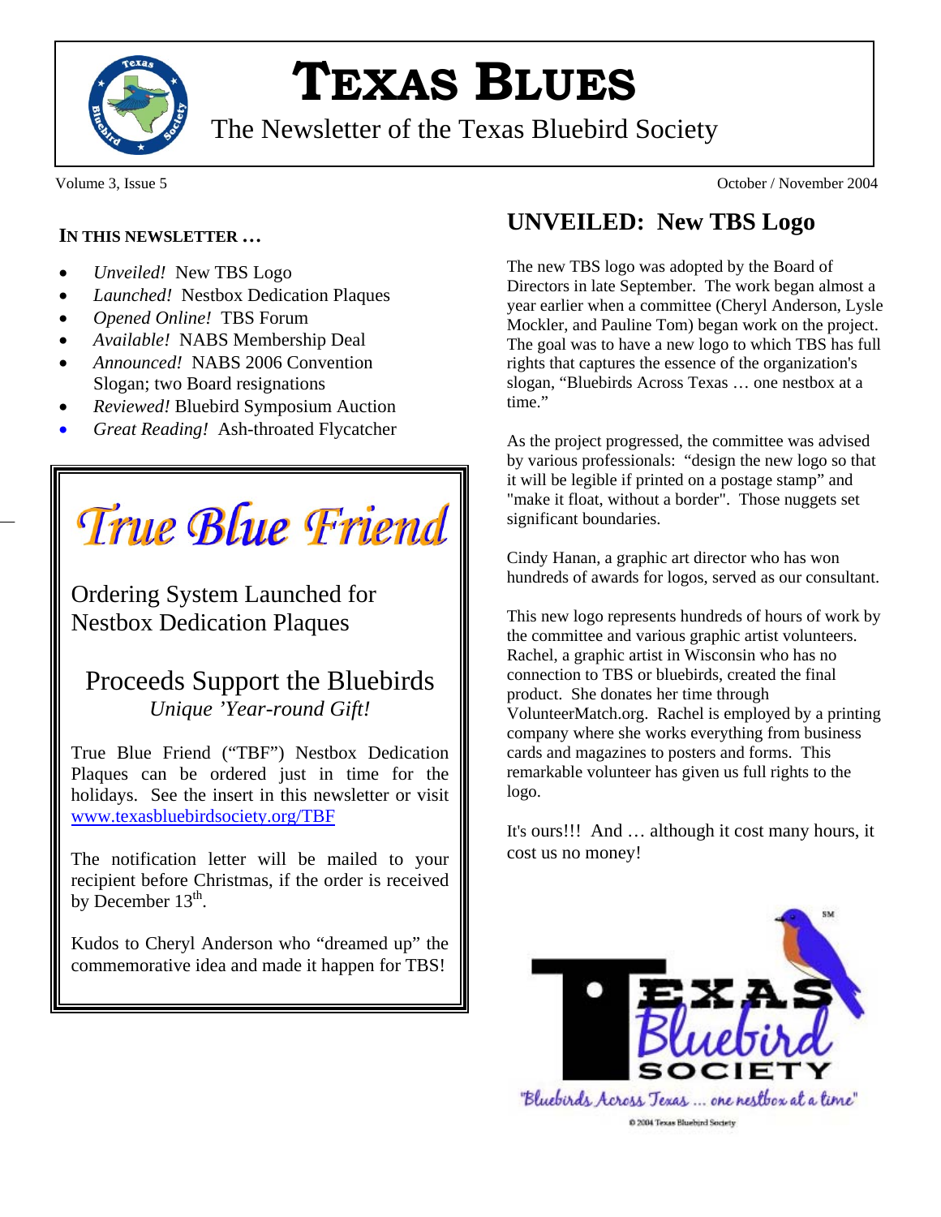# TEXAS BLUES

The Newsletter of the Texas Bluebird Society

Volume 3, Issue 5 October / November 2004

**IN THIS NEWSLETTER …**

- *Unveiled!* New TBS Logo
- *Launched!* Nestbox Dedication Plaques
- *Opened Online!* TBS Forum
- *Available!* NABS Membership Deal
- *Announced!* NABS 2006 Convention Slogan; two Board resignations
- *Reviewed!* Bluebird Symposium Auction
- *Great Reading!* Ash-throated Flycatcher

## *True Blue Friend*

### Ordering System Launched for Nestbox Dedication Plaques

### Proceeds Support the Bluebirds

*Unique 'Year-round Gift!*

True Blue Friend ("TBF") Nestbox Dedication Plaques can be ordered just in time for the holidays. See the insert in this newsletter or visit www.texasbluebirdsociety.org/TBF

The notification letter will be mailed to your recipient before Christmas, if the order is received by December 13th.

Kudos to Cheryl Anderson who "dreamed up" the commemorative idea and made it happen for TBS!

## UNVEILED: New TBS Logo

The new TBS logo was adopted by the Board of Directors in late September. The work began almost a year earlier when a committee (Cheryl Anderson, Lysle Mockler, and Pauline Tom) began work on the project. The goal was to have a new logo to which TBS has full rights that captures the essence of the organization's slogan, "Bluebirds Across Texas … one nestbox at a time."

As the project progressed, the committee was advised by various professionals: "design the new logo so that it will be legible if printed on a postage stamp" and "make it float, without a border". Those nuggets set significant boundaries.

Cindy Hanan, a graphic art director who has won hundreds of awards for logos, served as our consultant.

This new logo represents hundreds of hours of work by the committee and various graphic artist volunteers. Rachel, a graphic artist in Wisconsin who has no connection to TBS or bluebirds, created the final product. She donates her time through VolunteerMatch.org. Rachel is employed by a printing company where she works everything from business cards and magazines to posters and forms. This remarkable volunteer has given us full rights to the logo.

It's ours!!! And … although it cost many hours, it cost us no money!

SM

TEXAS Bluebird SOCIETY

"Bluebirds Across Texas … one nestbox at a time"

© 2004 Texas Bluebird Society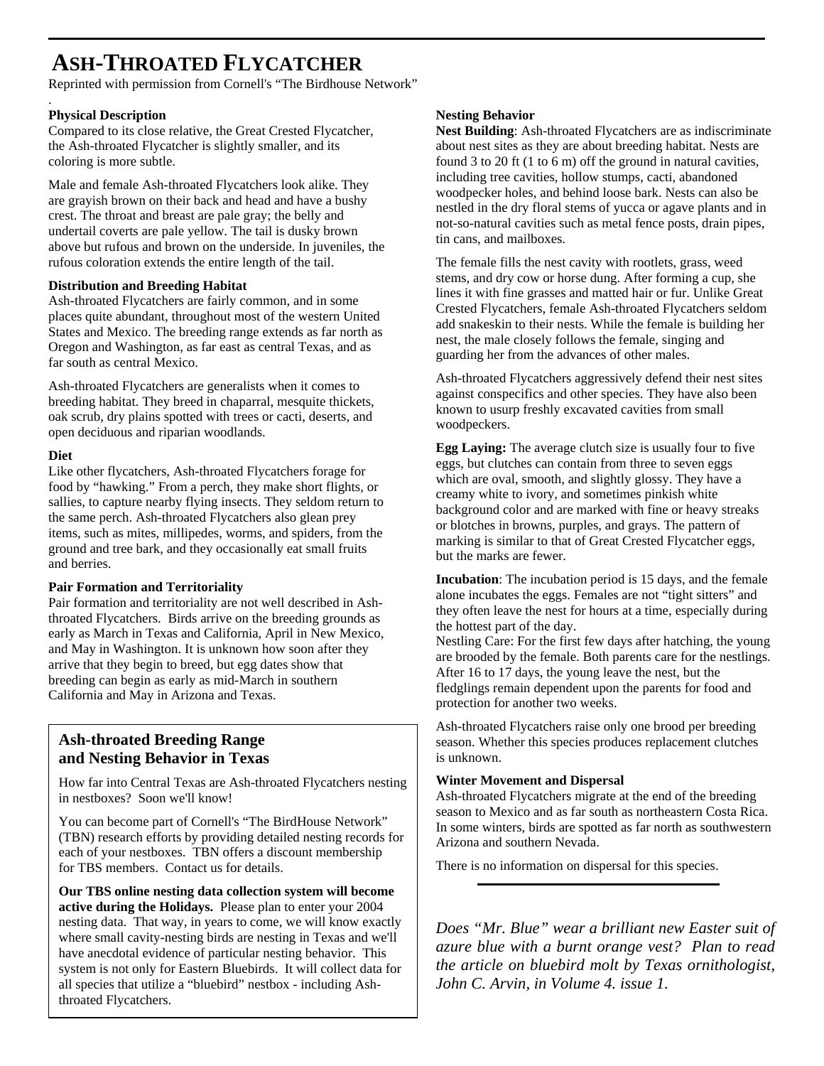# ASH-THROATED FLYCATCHER

Reprinted with permission from Cornell's "The Birdhouse Network"

### Physical Description

Compared to its close relative, the Great Crested Flycatcher, the Ash-throated Flycatcher is slightly smaller, and its coloring is more subtle.

Male and female Ash-throated Flycatchers look alike. They are grayish brown on their back and head and have a bushy crest. The throat and breast are pale gray; the belly and undertail coverts are pale yellow. The tail is dusky brown above but rufous and brown on the underside. In juveniles, the rufous coloration extends the entire length of the tail.

### Distribution and Breeding Habitat

Ash-throated Flycatchers are fairly common, and in some places quite abundant, throughout most of the western United States and Mexico. The breeding range extends as far north as Oregon and Washington, as far east as central Texas, and as far south as central Mexico.

Ash-throated Flycatchers are generalists when it comes to breeding habitat. They breed in chaparral, mesquite thickets, oak scrub, dry plains spotted with trees or cacti, deserts, and open deciduous and riparian woodlands.

### Diet

Like other flycatchers, Ash-throated Flycatchers forage for food by "hawking." From a perch, they make short flights, or sallies, to capture nearby flying insects. They seldom return to the same perch. Ash-throated Flycatchers also glean prey items, such as mites, millipedes, worms, and spiders, from the ground and tree bark, and they occasionally eat small fruits and berries.

### Pair Formation and Territoriality

Pair formation and territoriality are not well described in Ash-throated Flycatchers. Birds arrive on the breeding grounds as early as March in Texas and California, April in New Mexico, and May in Washington. It is unknown how soon after they arrive that they begin to breed, but egg dates show that breeding can begin as early as mid-March in southern California and May in Arizona and Texas.

### Ash-throated Breeding Range and Nesting Behavior in Texas

How far into Central Texas are Ash-throated Flycatchers nesting in nestboxes? Soon we'll know!

You can become part of Cornell's "The BirdHouse Network" (TBN) research efforts by providing detailed nesting records for each of your nestboxes. TBN offers a discount membership for TBS members. Contact us for details.

**Our TBS online nesting data collection system will become active during the Holidays.** Please plan to enter your 2004 nesting data. That way, in years to come, we will know exactly where small cavity-nesting birds are nesting in Texas and we'll have anecdotal evidence of particular nesting behavior. This system is not only for Eastern Bluebirds. It will collect data for all species that utilize a "bluebird" nestbox - including Ash-throated Flycatchers.

### Nesting Behavior

**Nest Building**: Ash-throated Flycatchers are as indiscriminate about nest sites as they are about breeding habitat. Nests are found 3 to 20 ft (1 to 6 m) off the ground in natural cavities, including tree cavities, hollow stumps, cacti, abandoned woodpecker holes, and behind loose bark. Nests can also be nestled in the dry floral stems of yucca or agave plants and in not-so-natural cavities such as metal fence posts, drain pipes, tin cans, and mailboxes.

The female fills the nest cavity with rootlets, grass, weed stems, and dry cow or horse dung. After forming a cup, she lines it with fine grasses and matted hair or fur. Unlike Great Crested Flycatchers, female Ash-throated Flycatchers seldom add snakeskin to their nests. While the female is building her nest, the male closely follows the female, singing and guarding her from the advances of other males.

Ash-throated Flycatchers aggressively defend their nest sites against conspecifics and other species. They have also been known to usurp freshly excavated cavities from small woodpeckers.

**Egg Laying:** The average clutch size is usually four to five eggs, but clutches can contain from three to seven eggs which are oval, smooth, and slightly glossy. They have a creamy white to ivory, and sometimes pinkish white background color and are marked with fine or heavy streaks or blotches in browns, purples, and grays. The pattern of marking is similar to that of Great Crested Flycatcher eggs, but the marks are fewer.

**Incubation**: The incubation period is 15 days, and the female alone incubates the eggs. Females are not "tight sitters" and they often leave the nest for hours at a time, especially during the hottest part of the day.

Nestling Care: For the first few days after hatching, the young are brooded by the female. Both parents care for the nestlings. After 16 to 17 days, the young leave the nest, but the fledglings remain dependent upon the parents for food and protection for another two weeks.

Ash-throated Flycatchers raise only one brood per breeding season. Whether this species produces replacement clutches is unknown.

### Winter Movement and Dispersal

Ash-throated Flycatchers migrate at the end of the breeding season to Mexico and as far south as northeastern Costa Rica. In some winters, birds are spotted as far north as southwestern Arizona and southern Nevada.

There is no information on dispersal for this species.

---

*Does "Mr. Blue" wear a brilliant new Easter suit of azure blue with a burnt orange vest? Plan to read the article on bluebird molt by Texas ornithologist, John C. Arvin, in Volume 4. issue 1.*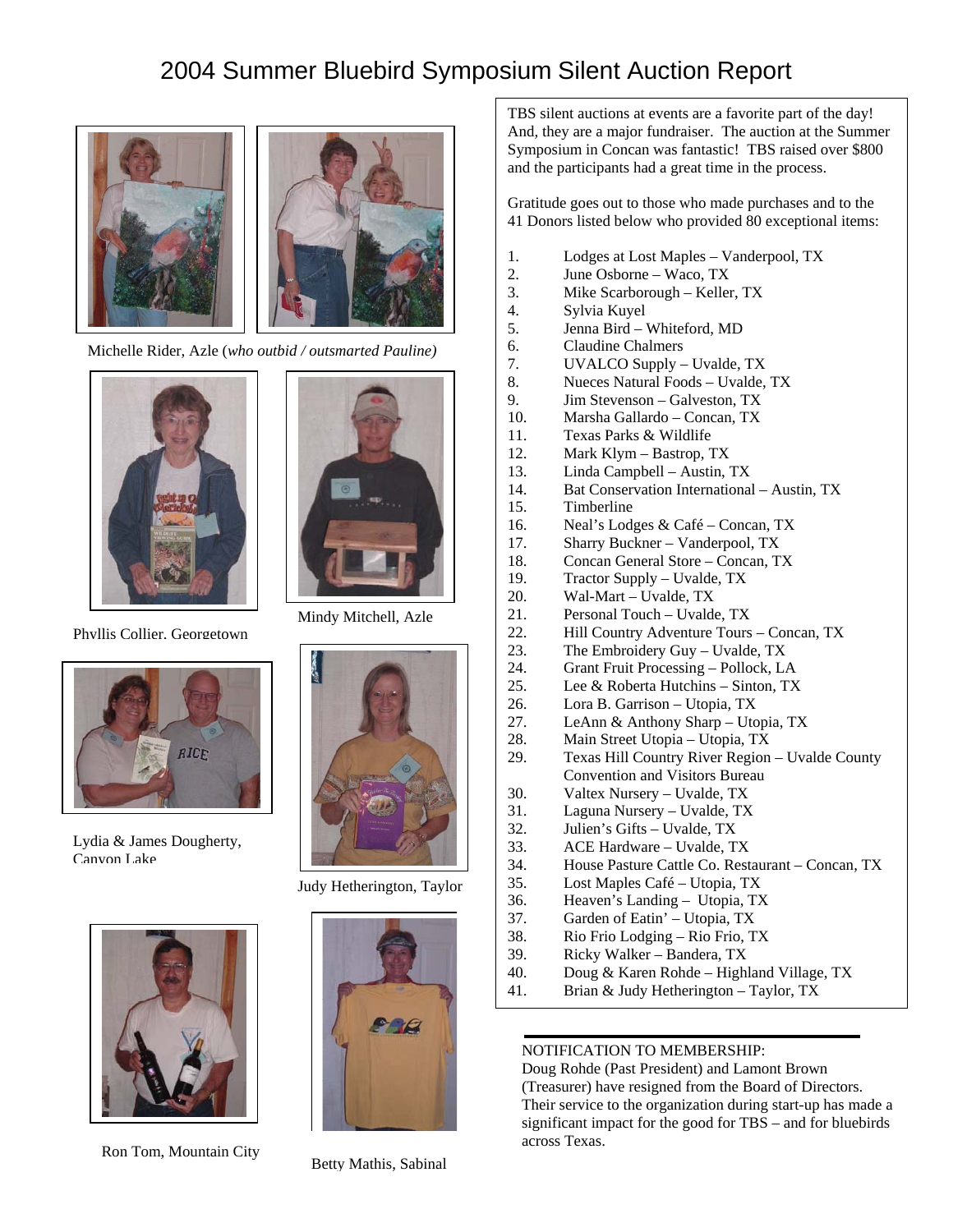# 2004 Summer Bluebird Symposium Silent Auction Report

Michelle Rider, Azle (*who outbid / outsmarted Pauline*)

Phyllis Collier, Georgetown

Mindy Mitchell, Azle

Lydia & James Dougherty, Canyon Lake

Judy Hetherington, Taylor

Ron Tom, Mountain City

Betty Mathis, Sabinal

TBS silent auctions at events are a favorite part of the day! And, they are a major fundraiser. The auction at the Summer Symposium in Concan was fantastic! TBS raised over $800 and the participants had a great time in the process.

Gratitude goes out to those who made purchases and to the 41 Donors listed below who provided 80 exceptional items:

1. Lodges at Lost Maples – Vanderpool, TX
2. June Osborne – Waco, TX
3. Mike Scarborough – Keller, TX
4. Sylvia Kuyel
5. Jenna Bird – Whiteford, MD
6. Claudine Chalmers
7. UVALCO Supply – Uvalde, TX
8. Nueces Natural Foods – Uvalde, TX
9. Jim Stevenson – Galveston, TX
10. Marsha Gallardo – Concan, TX
11. Texas Parks & Wildlife
12. Mark Klym – Bastrop, TX
13. Linda Campbell – Austin, TX
14. Bat Conservation International – Austin, TX
15. Timberline
16. Neal's Lodges & Café – Concan, TX
17. Sharry Buckner – Vanderpool, TX
18. Concan General Store – Concan, TX
19. Tractor Supply – Uvalde, TX
20. Wal-Mart – Uvalde, TX
21. Personal Touch – Uvalde, TX
22. Hill Country Adventure Tours – Concan, TX
23. The Embroidery Guy – Uvalde, TX
24. Grant Fruit Processing – Pollock, LA
25. Lee & Roberta Hutchins – Sinton, TX
26. Lora B. Garrison – Utopia, TX
27. LeAnn & Anthony Sharp – Utopia, TX
28. Main Street Utopia – Utopia, TX
29. Texas Hill Country River Region – Uvalde County Convention and Visitors Bureau
30. Valtex Nursery – Uvalde, TX
31. Laguna Nursery – Uvalde, TX
32. Julien's Gifts – Uvalde, TX
33. ACE Hardware – Uvalde, TX
34. House Pasture Cattle Co. Restaurant – Concan, TX
35. Lost Maples Café – Utopia, TX
36. Heaven's Landing – Utopia, TX
37. Garden of Eatin' – Utopia, TX
38. Rio Frio Lodging – Rio Frio, TX
39. Ricky Walker – Bandera, TX
40. Doug & Karen Rohde – Highland Village, TX
41. Brian & Judy Hetherington – Taylor, TX

---

NOTIFICATION TO MEMBERSHIP:
Doug Rohde (Past President) and Lamont Brown (Treasurer) have resigned from the Board of Directors. Their service to the organization during start-up has made a significant impact for the good for TBS – and for bluebirds across Texas.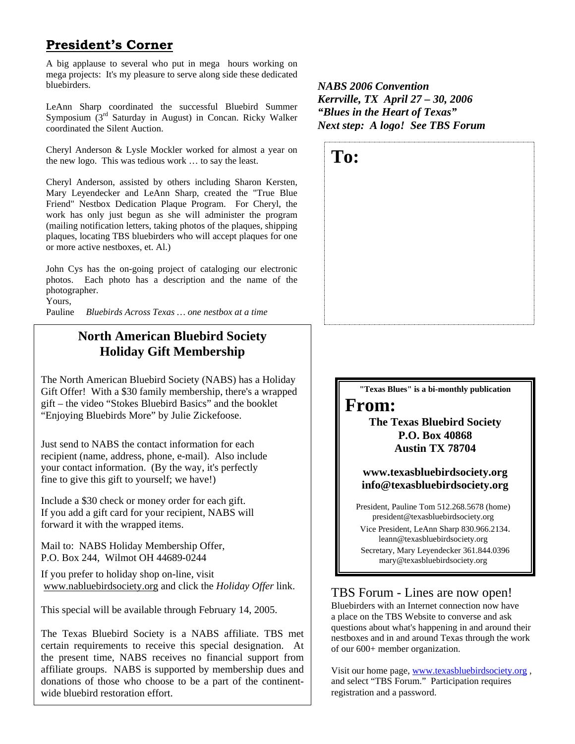## President's Corner

A big applause to several who put in mega hours working on mega projects: It's my pleasure to serve along side these dedicated bluebirders.

LeAnn Sharp coordinated the successful Bluebird Summer Symposium (3rd Saturday in August) in Concan. Ricky Walker coordinated the Silent Auction.

Cheryl Anderson & Lysle Mockler worked for almost a year on the new logo. This was tedious work … to say the least.

Cheryl Anderson, assisted by others including Sharon Kersten, Mary Leyendecker and LeAnn Sharp, created the "True Blue Friend" Nestbox Dedication Plaque Program. For Cheryl, the work has only just begun as she will administer the program (mailing notification letters, taking photos of the plaques, shipping plaques, locating TBS bluebirders who will accept plaques for one or more active nestboxes, et. Al.)

John Cys has the on-going project of cataloging our electronic photos. Each photo has a description and the name of the photographer.

Yours,

Pauline *Bluebirds Across Texas … one nestbox at a time*

## North American Bluebird Society Holiday Gift Membership

The North American Bluebird Society (NABS) has a Holiday Gift Offer! With a $30 family membership, there's a wrapped gift – the video "Stokes Bluebird Basics" and the booklet "Enjoying Bluebirds More" by Julie Zickefoose.

Just send to NABS the contact information for each recipient (name, address, phone, e-mail). Also include your contact information. (By the way, it's perfectly fine to give this gift to yourself; we have!)

Include a $30 check or money order for each gift. If you add a gift card for your recipient, NABS will forward it with the wrapped items.

Mail to: NABS Holiday Membership Offer, P.O. Box 244, Wilmot OH 44689-0244

If you prefer to holiday shop on-line, visit www.nabluebirdsociety.org and click the *Holiday Offer* link.

This special will be available through February 14, 2005.

The Texas Bluebird Society is a NABS affiliate. TBS met certain requirements to receive this special designation. At the present time, NABS receives no financial support from affiliate groups. NABS is supported by membership dues and donations of those who choose to be a part of the continent-wide bluebird restoration effort.

***NABS 2006 Convention***
***Kerrville, TX April 27 – 30, 2006***
***"Blues in the Heart of Texas"***
***Next step: A logo! See TBS Forum***

**To:**

**"Texas Blues" is a bi-monthly publication**

**From:**

**The Texas Bluebird Society**
**P.O. Box 40868**
**Austin TX 78704**

**www.texasbluebirdsociety.org**
**info@texasbluebirdsociety.org**

President, Pauline Tom 512.268.5678 (home)
president@texasbluebirdsociety.org
Vice President, LeAnn Sharp 830.966.2134.
leann@texasbluebirdsociety.org
Secretary, Mary Leyendecker 361.844.0396
mary@texasbluebirdsociety.org

## TBS Forum - Lines are now open!

Bluebirders with an Internet connection now have a place on the TBS Website to converse and ask questions about what's happening in and around their nestboxes and in and around Texas through the work of our 600+ member organization.

Visit our home page, www.texasbluebirdsociety.org , and select "TBS Forum." Participation requires registration and a password.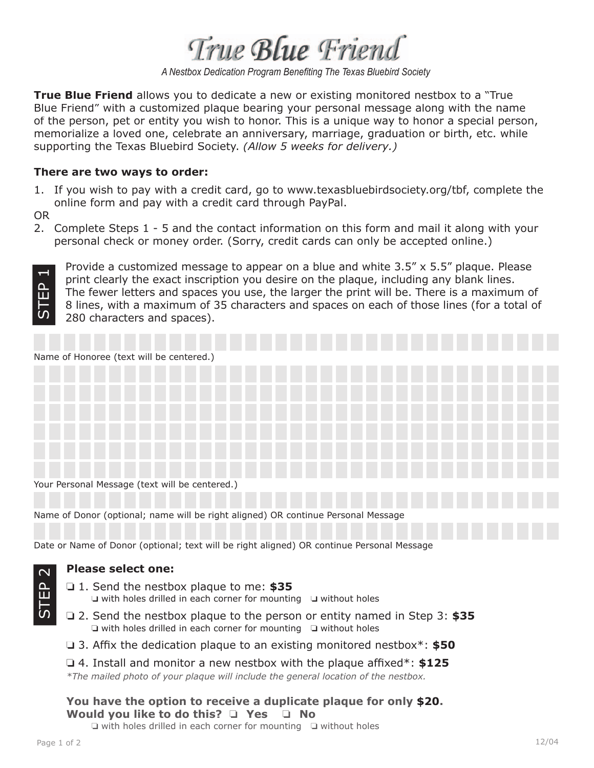# True Blue Friend

*A Nestbox Dedication Program Benefiting The Texas Bluebird Society*

**True Blue Friend** allows you to dedicate a new or existing monitored nestbox to a "True Blue Friend" with a customized plaque bearing your personal message along with the name of the person, pet or entity you wish to honor. This is a unique way to honor a special person, memorialize a loved one, celebrate an anniversary, marriage, graduation or birth, etc. while supporting the Texas Bluebird Society. *(Allow 5 weeks for delivery.)*

**There are two ways to order:**

1. If you wish to pay with a credit card, go to www.texasbluebirdsociety.org/tbf, complete the online form and pay with a credit card through PayPal.

OR

2. Complete Steps 1 - 5 and the contact information on this form and mail it along with your personal check or money order. (Sorry, credit cards can only be accepted online.)

## STEP 1

Provide a customized message to appear on a blue and white 3.5" x 5.5" plaque. Please print clearly the exact inscription you desire on the plaque, including any blank lines. The fewer letters and spaces you use, the larger the print will be. There is a maximum of 8 lines, with a maximum of 35 characters and spaces on each of those lines (for a total of 280 characters and spaces).

Name of Honoree (text will be centered.)

Your Personal Message (text will be centered.)

Name of Donor (optional; name will be right aligned) OR continue Personal Message

Date or Name of Donor (optional; text will be right aligned) OR continue Personal Message

## STEP 2

**Please select one:**

❏ 1. Send the nestbox plaque to me: **$35**
  ❏ with holes drilled in each corner for mounting ❏ without holes

❏ 2. Send the nestbox plaque to the person or entity named in Step 3: **$35**
  ❏ with holes drilled in each corner for mounting ❏ without holes

❏ 3. Affix the dedication plaque to an existing monitored nestbox*: **$50**

❏ 4. Install and monitor a new nestbox with the plaque affixed*: **$125**

*\*The mailed photo of your plaque will include the general location of the nestbox.*

**You have the option to receive a duplicate plaque for only $20.**
**Would you like to do this? ❏ Yes ❏ No**
  ❏ with holes drilled in each corner for mounting ❏ without holes

12/04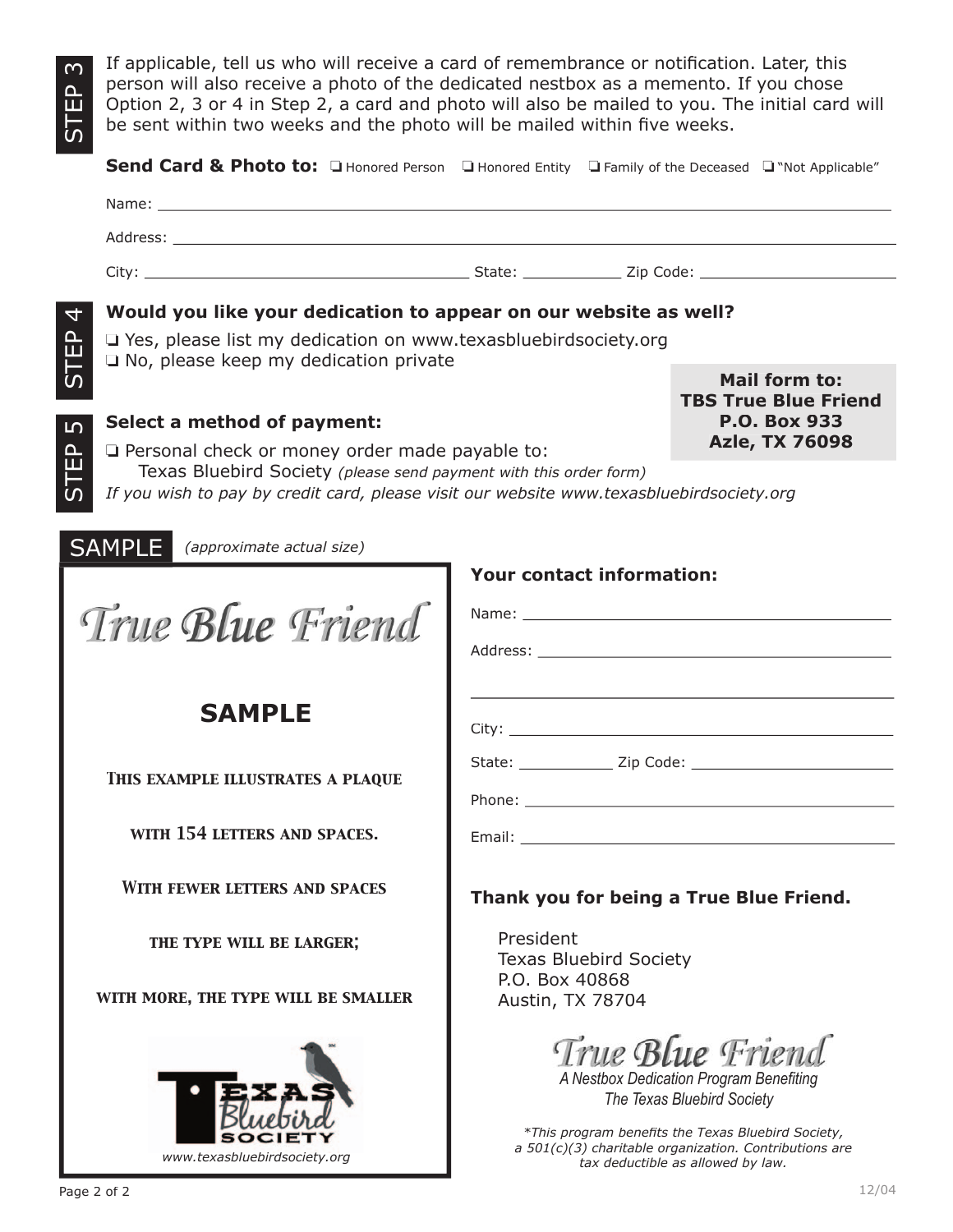## STEP 3

If applicable, tell us who will receive a card of remembrance or notification. Later, this person will also receive a photo of the dedicated nestbox as a memento. If you chose Option 2, 3 or 4 in Step 2, a card and photo will also be mailed to you. The initial card will be sent within two weeks and the photo will be mailed within five weeks.

**Send Card & Photo to:** ❑ Honored Person ❑ Honored Entity ❑ Family of the Deceased ❑ "Not Applicable"

Name: ______________________________

Address: ______________________________

City: ____________________ State: __________ Zip Code: ____________

## STEP 4

**Would you like your dedication to appear on our website as well?**

❑ Yes, please list my dedication on www.texasbluebirdsociety.org
❑ No, please keep my dedication private

## STEP 5

**Select a method of payment:**

❑ Personal check or money order made payable to:
Texas Bluebird Society *(please send payment with this order form)*

*If you wish to pay by credit card, please visit our website www.texasbluebirdsociety.org*

**Mail form to:**
**TBS True Blue Friend**
**P.O. Box 933**
**Azle, TX 76098**

SAMPLE *(approximate actual size)*

*True Blue Friend*

**SAMPLE**

THIS EXAMPLE ILLUSTRATES A PLAQUE

WITH 154 LETTERS AND SPACES.

WITH FEWER LETTERS AND SPACES

THE TYPE WILL BE LARGER;

WITH MORE, THE TYPE WILL BE SMALLER

TEXAS Bluebird SOCIETY

*www.texasbluebirdsociety.org*

**Your contact information:**

Name: ______________________________

Address: ______________________________

______________________________

City: ______________________________

State: __________ Zip Code: ____________

Phone: ______________________________

Email: ______________________________

**Thank you for being a True Blue Friend.**

President
Texas Bluebird Society
P.O. Box 40868
Austin, TX 78704

*True Blue Friend*
*A Nestbox Dedication Program Benefiting The Texas Bluebird Society*

*\*This program benefits the Texas Bluebird Society, a 501(c)(3) charitable organization. Contributions are tax deductible as allowed by law.*

12/04